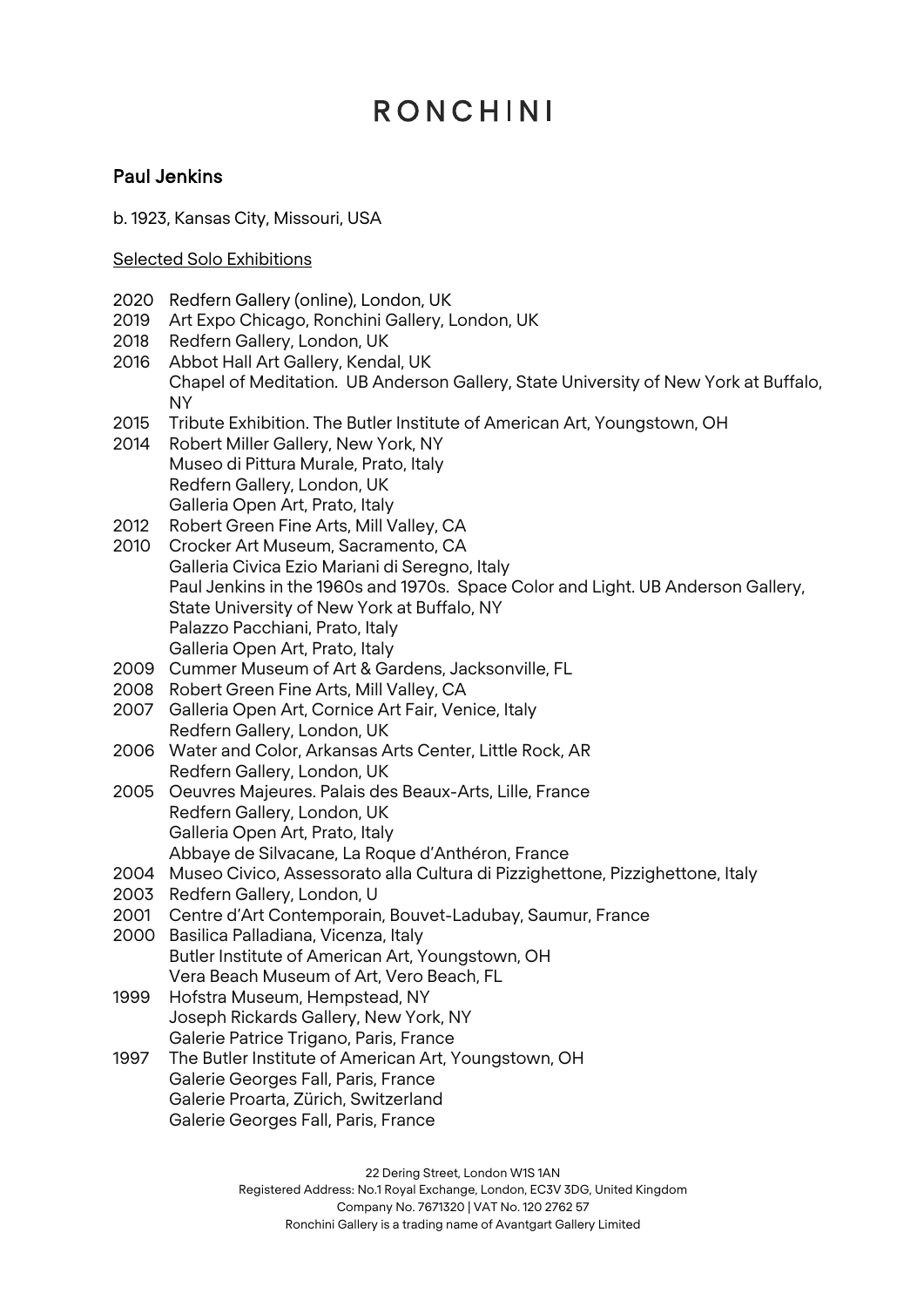# RONCHINI

## Paul Jenkins

b. 1923, Kansas City, Missouri, USA

Selected Solo Exhibitions

2020 Redfern Gallery (online), London, UK
2019 Art Expo Chicago, Ronchini Gallery, London, UK
2018 Redfern Gallery, London, UK
2016 Abbot Hall Art Gallery, Kendal, UK
Chapel of Meditation. UB Anderson Gallery, State University of New York at Buffalo, NY
2015 Tribute Exhibition. The Butler Institute of American Art, Youngstown, OH
2014 Robert Miller Gallery, New York, NY
Museo di Pittura Murale, Prato, Italy
Redfern Gallery, London, UK
Galleria Open Art, Prato, Italy
2012 Robert Green Fine Arts, Mill Valley, CA
2010 Crocker Art Museum, Sacramento, CA
Galleria Civica Ezio Mariani di Seregno, Italy
Paul Jenkins in the 1960s and 1970s. Space Color and Light. UB Anderson Gallery, State University of New York at Buffalo, NY
Palazzo Pacchiani, Prato, Italy
Galleria Open Art, Prato, Italy
2009 Cummer Museum of Art & Gardens, Jacksonville, FL
2008 Robert Green Fine Arts, Mill Valley, CA
2007 Galleria Open Art, Cornice Art Fair, Venice, Italy
Redfern Gallery, London, UK
2006 Water and Color, Arkansas Arts Center, Little Rock, AR
Redfern Gallery, London, UK
2005 Oeuvres Majeures. Palais des Beaux-Arts, Lille, France
Redfern Gallery, London, UK
Galleria Open Art, Prato, Italy
Abbaye de Silvacane, La Roque d'Anthéron, France
2004 Museo Civico, Assessorato alla Cultura di Pizzighettone, Pizzighettone, Italy
2003 Redfern Gallery, London, U
2001 Centre d'Art Contemporain, Bouvet-Ladubay, Saumur, France
2000 Basilica Palladiana, Vicenza, Italy
Butler Institute of American Art, Youngstown, OH
Vera Beach Museum of Art, Vero Beach, FL
1999 Hofstra Museum, Hempstead, NY
Joseph Rickards Gallery, New York, NY
Galerie Patrice Trigano, Paris, France
1997 The Butler Institute of American Art, Youngstown, OH
Galerie Georges Fall, Paris, France
Galerie Proarta, Zürich, Switzerland
Galerie Georges Fall, Paris, France

22 Dering Street, London W1S 1AN
Registered Address: No.1 Royal Exchange, London, EC3V 3DG, United Kingdom
Company No. 7671320 | VAT No. 120 2762 57
Ronchini Gallery is a trading name of Avantgart Gallery Limited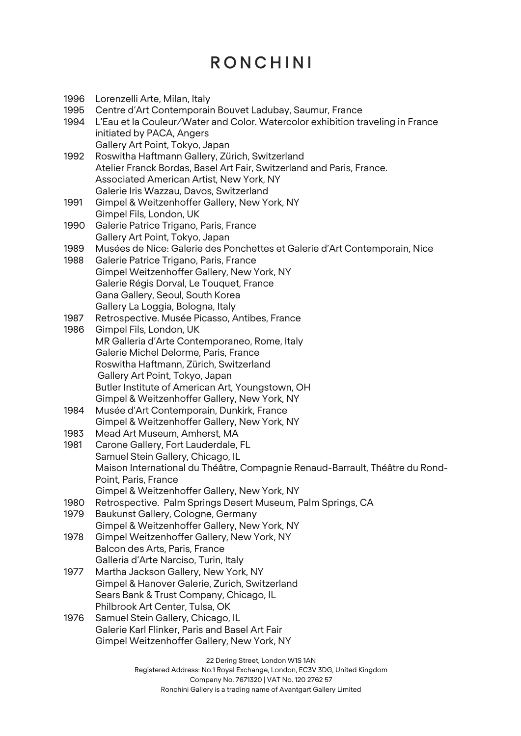1996 Lorenzelli Arte, Milan, Italy

1995 Centre d'Art Contemporain Bouvet Ladubay, Saumur, France

1994 L'Eau et la Couleur/Water and Color. Watercolor exhibition traveling in France initiated by PACA, Angers
Gallery Art Point, Tokyo, Japan

1992 Roswitha Haftmann Gallery, Zürich, Switzerland
Atelier Franck Bordas, Basel Art Fair, Switzerland and Paris, France.
Associated American Artist, New York, NY
Galerie Iris Wazzau, Davos, Switzerland

1991 Gimpel & Weitzenhoffer Gallery, New York, NY
Gimpel Fils, London, UK

1990 Galerie Patrice Trigano, Paris, France
Gallery Art Point, Tokyo, Japan

1989 Musées de Nice: Galerie des Ponchettes et Galerie d'Art Contemporain, Nice

1988 Galerie Patrice Trigano, Paris, France
Gimpel Weitzenhoffer Gallery, New York, NY
Galerie Régis Dorval, Le Touquet, France
Gana Gallery, Seoul, South Korea
Gallery La Loggia, Bologna, Italy

1987 Retrospective. Musée Picasso, Antibes, France

1986 Gimpel Fils, London, UK
MR Galleria d'Arte Contemporaneo, Rome, Italy
Galerie Michel Delorme, Paris, France
Roswitha Haftmann, Zürich, Switzerland
Gallery Art Point, Tokyo, Japan
Butler Institute of American Art, Youngstown, OH
Gimpel & Weitzenhoffer Gallery, New York, NY

1984 Musée d'Art Contemporain, Dunkirk, France
Gimpel & Weitzenhoffer Gallery, New York, NY

1983 Mead Art Museum, Amherst, MA

1981 Carone Gallery, Fort Lauderdale, FL
Samuel Stein Gallery, Chicago, IL
Maison International du Théâtre, Compagnie Renaud-Barrault, Théâtre du Rond-Point, Paris, France
Gimpel & Weitzenhoffer Gallery, New York, NY

1980 Retrospective. Palm Springs Desert Museum, Palm Springs, CA

1979 Baukunst Gallery, Cologne, Germany
Gimpel & Weitzenhoffer Gallery, New York, NY

1978 Gimpel Weitzenhoffer Gallery, New York, NY
Balcon des Arts, Paris, France
Galleria d'Arte Narciso, Turin, Italy

1977 Martha Jackson Gallery, New York, NY
Gimpel & Hanover Galerie, Zurich, Switzerland
Sears Bank & Trust Company, Chicago, IL
Philbrook Art Center, Tulsa, OK

1976 Samuel Stein Gallery, Chicago, IL
Galerie Karl Flinker, Paris and Basel Art Fair
Gimpel Weitzenhoffer Gallery, New York, NY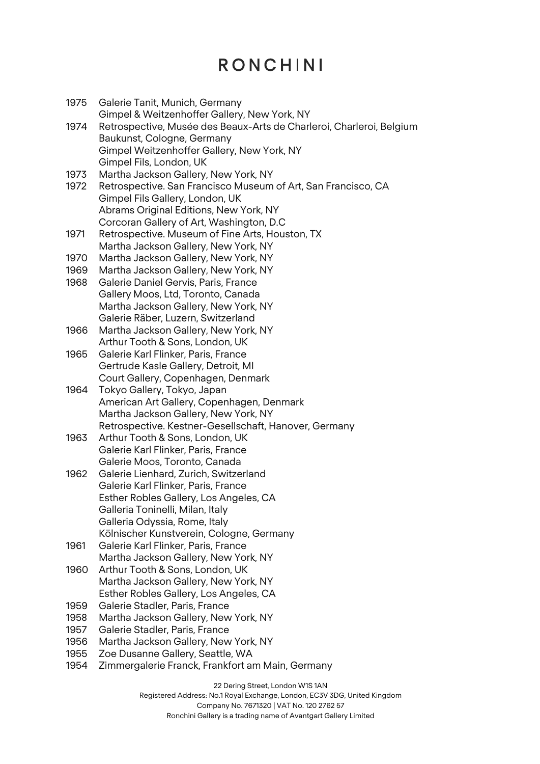1975 Galerie Tanit, Munich, Germany
Gimpel & Weitzenhoffer Gallery, New York, NY

1974 Retrospective, Musée des Beaux-Arts de Charleroi, Charleroi, Belgium
Baukunst, Cologne, Germany
Gimpel Weitzenhoffer Gallery, New York, NY
Gimpel Fils, London, UK

1973 Martha Jackson Gallery, New York, NY

1972 Retrospective. San Francisco Museum of Art, San Francisco, CA
Gimpel Fils Gallery, London, UK
Abrams Original Editions, New York, NY
Corcoran Gallery of Art, Washington, D.C

1971 Retrospective. Museum of Fine Arts, Houston, TX
Martha Jackson Gallery, New York, NY

1970 Martha Jackson Gallery, New York, NY

1969 Martha Jackson Gallery, New York, NY

1968 Galerie Daniel Gervis, Paris, France
Gallery Moos, Ltd, Toronto, Canada
Martha Jackson Gallery, New York, NY
Galerie Räber, Luzern, Switzerland

1966 Martha Jackson Gallery, New York, NY
Arthur Tooth & Sons, London, UK

1965 Galerie Karl Flinker, Paris, France
Gertrude Kasle Gallery, Detroit, MI
Court Gallery, Copenhagen, Denmark

1964 Tokyo Gallery, Tokyo, Japan
American Art Gallery, Copenhagen, Denmark
Martha Jackson Gallery, New York, NY
Retrospective. Kestner-Gesellschaft, Hanover, Germany

1963 Arthur Tooth & Sons, London, UK
Galerie Karl Flinker, Paris, France
Galerie Moos, Toronto, Canada

1962 Galerie Lienhard, Zurich, Switzerland
Galerie Karl Flinker, Paris, France
Esther Robles Gallery, Los Angeles, CA
Galleria Toninelli, Milan, Italy
Galleria Odyssia, Rome, Italy
Kölnischer Kunstverein, Cologne, Germany

1961 Galerie Karl Flinker, Paris, France
Martha Jackson Gallery, New York, NY

1960 Arthur Tooth & Sons, London, UK
Martha Jackson Gallery, New York, NY
Esther Robles Gallery, Los Angeles, CA

1959 Galerie Stadler, Paris, France

1958 Martha Jackson Gallery, New York, NY

1957 Galerie Stadler, Paris, France

1956 Martha Jackson Gallery, New York, NY

1955 Zoe Dusanne Gallery, Seattle, WA

1954 Zimmergalerie Franck, Frankfort am Main, Germany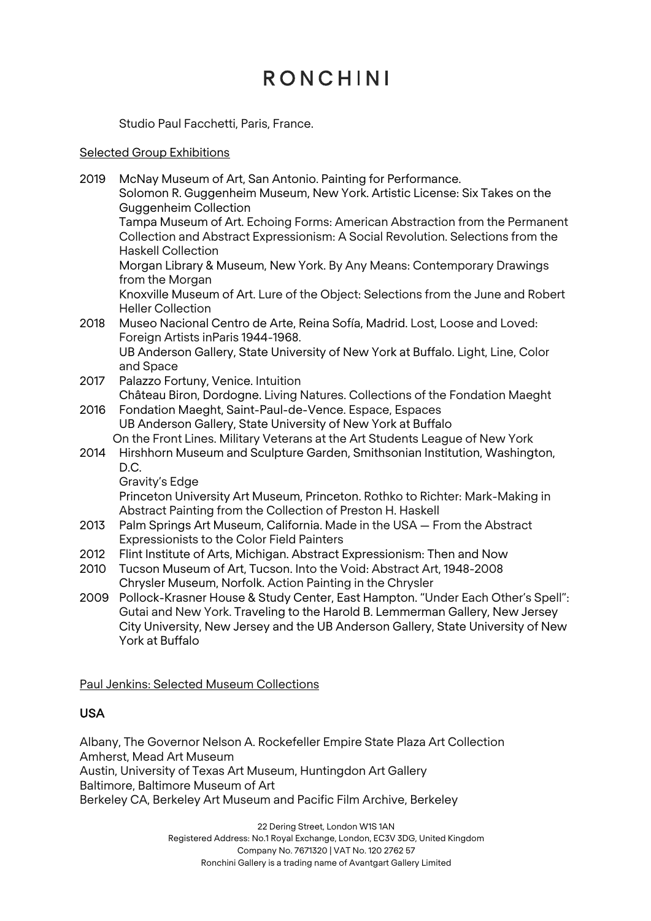Studio Paul Facchetti, Paris, France.

Selected Group Exhibitions

2019 McNay Museum of Art, San Antonio. Painting for Performance.
Solomon R. Guggenheim Museum, New York. Artistic License: Six Takes on the Guggenheim Collection
Tampa Museum of Art. Echoing Forms: American Abstraction from the Permanent Collection and Abstract Expressionism: A Social Revolution. Selections from the Haskell Collection
Morgan Library & Museum, New York. By Any Means: Contemporary Drawings from the Morgan
Knoxville Museum of Art. Lure of the Object: Selections from the June and Robert Heller Collection

2018 Museo Nacional Centro de Arte, Reina Sofía, Madrid. Lost, Loose and Loved: Foreign Artists inParis 1944-1968.
UB Anderson Gallery, State University of New York at Buffalo. Light, Line, Color and Space

2017 Palazzo Fortuny, Venice. Intuition
Château Biron, Dordogne. Living Natures. Collections of the Fondation Maeght

2016 Fondation Maeght, Saint-Paul-de-Vence. Espace, Espaces
UB Anderson Gallery, State University of New York at Buffalo
On the Front Lines. Military Veterans at the Art Students League of New York

2014 Hirshhorn Museum and Sculpture Garden, Smithsonian Institution, Washington, D.C.
Gravity's Edge
Princeton University Art Museum, Princeton. Rothko to Richter: Mark-Making in Abstract Painting from the Collection of Preston H. Haskell

2013 Palm Springs Art Museum, California. Made in the USA — From the Abstract Expressionists to the Color Field Painters

2012 Flint Institute of Arts, Michigan. Abstract Expressionism: Then and Now

2010 Tucson Museum of Art, Tucson. Into the Void: Abstract Art, 1948-2008
Chrysler Museum, Norfolk. Action Painting in the Chrysler

2009 Pollock-Krasner House & Study Center, East Hampton. "Under Each Other's Spell": Gutai and New York. Traveling to the Harold B. Lemmerman Gallery, New Jersey City University, New Jersey and the UB Anderson Gallery, State University of New York at Buffalo

Paul Jenkins: Selected Museum Collections

**USA**

Albany, The Governor Nelson A. Rockefeller Empire State Plaza Art Collection
Amherst, Mead Art Museum
Austin, University of Texas Art Museum, Huntingdon Art Gallery
Baltimore, Baltimore Museum of Art
Berkeley CA, Berkeley Art Museum and Pacific Film Archive, Berkeley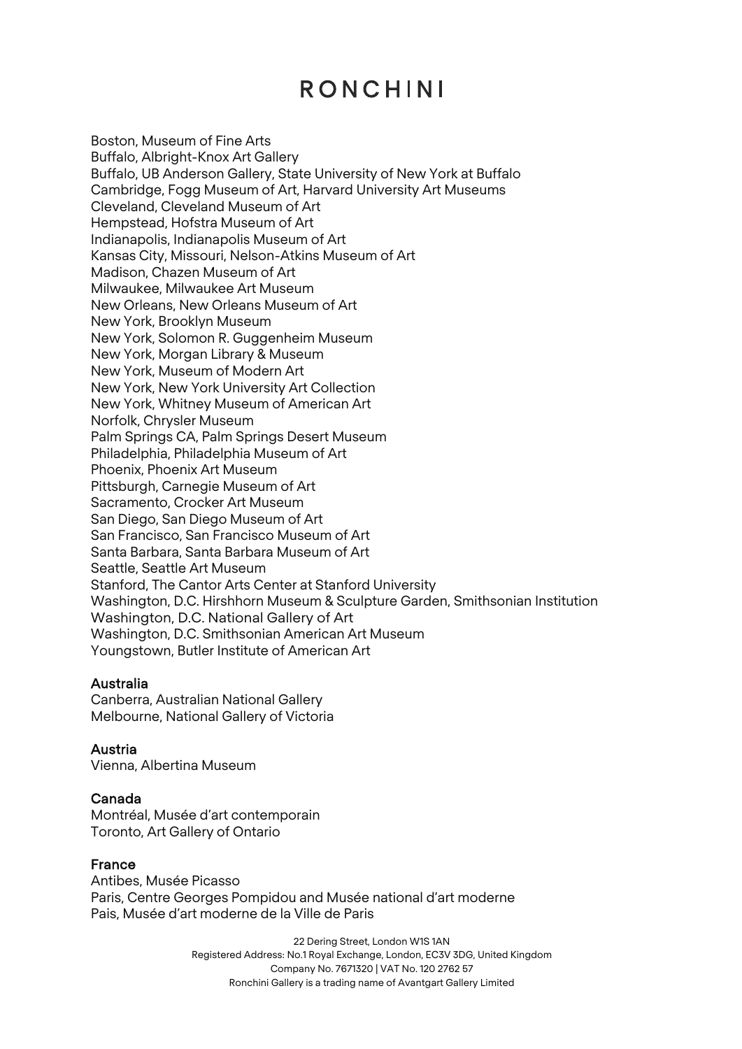Boston, Museum of Fine Arts
Buffalo, Albright-Knox Art Gallery
Buffalo, UB Anderson Gallery, State University of New York at Buffalo
Cambridge, Fogg Museum of Art, Harvard University Art Museums
Cleveland, Cleveland Museum of Art
Hempstead, Hofstra Museum of Art
Indianapolis, Indianapolis Museum of Art
Kansas City, Missouri, Nelson-Atkins Museum of Art
Madison, Chazen Museum of Art
Milwaukee, Milwaukee Art Museum
New Orleans, New Orleans Museum of Art
New York, Brooklyn Museum
New York, Solomon R. Guggenheim Museum
New York, Morgan Library & Museum
New York, Museum of Modern Art
New York, New York University Art Collection
New York, Whitney Museum of American Art
Norfolk, Chrysler Museum
Palm Springs CA, Palm Springs Desert Museum
Philadelphia, Philadelphia Museum of Art
Phoenix, Phoenix Art Museum
Pittsburgh, Carnegie Museum of Art
Sacramento, Crocker Art Museum
San Diego, San Diego Museum of Art
San Francisco, San Francisco Museum of Art
Santa Barbara, Santa Barbara Museum of Art
Seattle, Seattle Art Museum
Stanford, The Cantor Arts Center at Stanford University
Washington, D.C. Hirshhorn Museum & Sculpture Garden, Smithsonian Institution
Washington, D.C. National Gallery of Art
Washington, D.C. Smithsonian American Art Museum
Youngstown, Butler Institute of American Art

**Australia**
Canberra, Australian National Gallery
Melbourne, National Gallery of Victoria

**Austria**
Vienna, Albertina Museum

**Canada**
Montréal, Musée d'art contemporain
Toronto, Art Gallery of Ontario

**France**
Antibes, Musée Picasso
Paris, Centre Georges Pompidou and Musée national d'art moderne
Pais, Musée d'art moderne de la Ville de Paris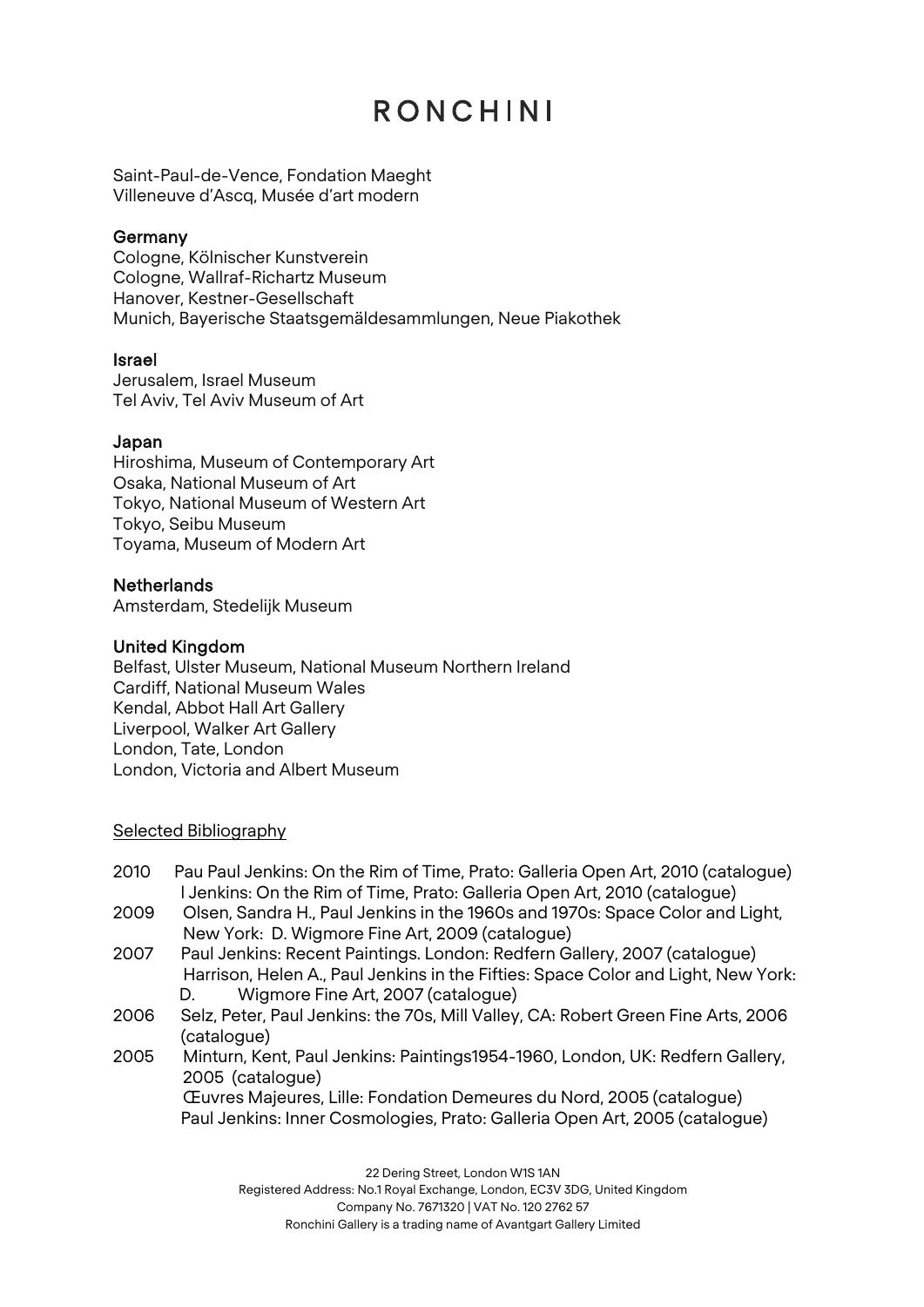Saint-Paul-de-Vence, Fondation Maeght
Villeneuve d'Ascq, Musée d'art modern

**Germany**
Cologne, Kölnischer Kunstverein
Cologne, Wallraf-Richartz Museum
Hanover, Kestner-Gesellschaft
Munich, Bayerische Staatsgemäldesammlungen, Neue Piakothek

**Israel**
Jerusalem, Israel Museum
Tel Aviv, Tel Aviv Museum of Art

**Japan**
Hiroshima, Museum of Contemporary Art
Osaka, National Museum of Art
Tokyo, National Museum of Western Art
Tokyo, Seibu Museum
Toyama, Museum of Modern Art

**Netherlands**
Amsterdam, Stedelijk Museum

**United Kingdom**
Belfast, Ulster Museum, National Museum Northern Ireland
Cardiff, National Museum Wales
Kendal, Abbot Hall Art Gallery
Liverpool, Walker Art Gallery
London, Tate, London
London, Victoria and Albert Museum

<u>Selected Bibliography</u>

2010 Pau Paul Jenkins: On the Rim of Time, Prato: Galleria Open Art, 2010 (catalogue)
l Jenkins: On the Rim of Time, Prato: Galleria Open Art, 2010 (catalogue)

2009 Olsen, Sandra H., Paul Jenkins in the 1960s and 1970s: Space Color and Light, New York: D. Wigmore Fine Art, 2009 (catalogue)

2007 Paul Jenkins: Recent Paintings. London: Redfern Gallery, 2007 (catalogue)
Harrison, Helen A., Paul Jenkins in the Fifties: Space Color and Light, New York: D. Wigmore Fine Art, 2007 (catalogue)

2006 Selz, Peter, Paul Jenkins: the 70s, Mill Valley, CA: Robert Green Fine Arts, 2006 (catalogue)

2005 Minturn, Kent, Paul Jenkins: Paintings1954-1960, London, UK: Redfern Gallery, 2005 (catalogue)
Œuvres Majeures, Lille: Fondation Demeures du Nord, 2005 (catalogue)
Paul Jenkins: Inner Cosmologies, Prato: Galleria Open Art, 2005 (catalogue)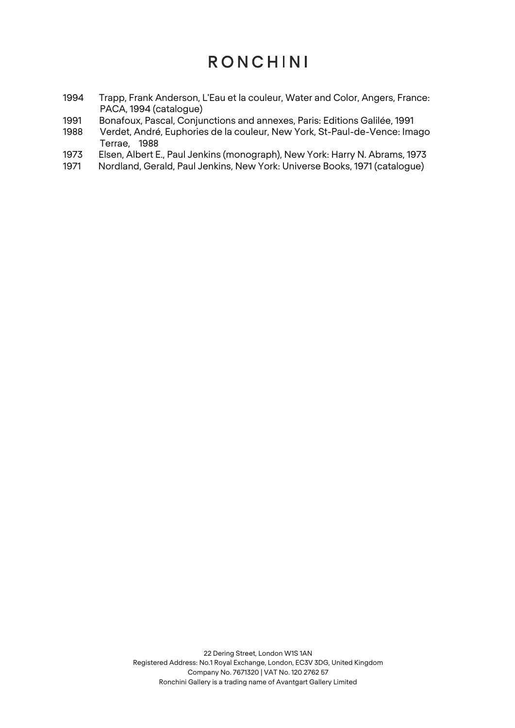1994 Trapp, Frank Anderson, L'Eau et la couleur, Water and Color, Angers, France: PACA, 1994 (catalogue)

1991 Bonafoux, Pascal, Conjunctions and annexes, Paris: Editions Galilée, 1991

1988 Verdet, André, Euphories de la couleur, New York, St-Paul-de-Vence: Imago Terrae, 1988

1973 Elsen, Albert E., Paul Jenkins (monograph), New York: Harry N. Abrams, 1973

1971 Nordland, Gerald, Paul Jenkins, New York: Universe Books, 1971 (catalogue)